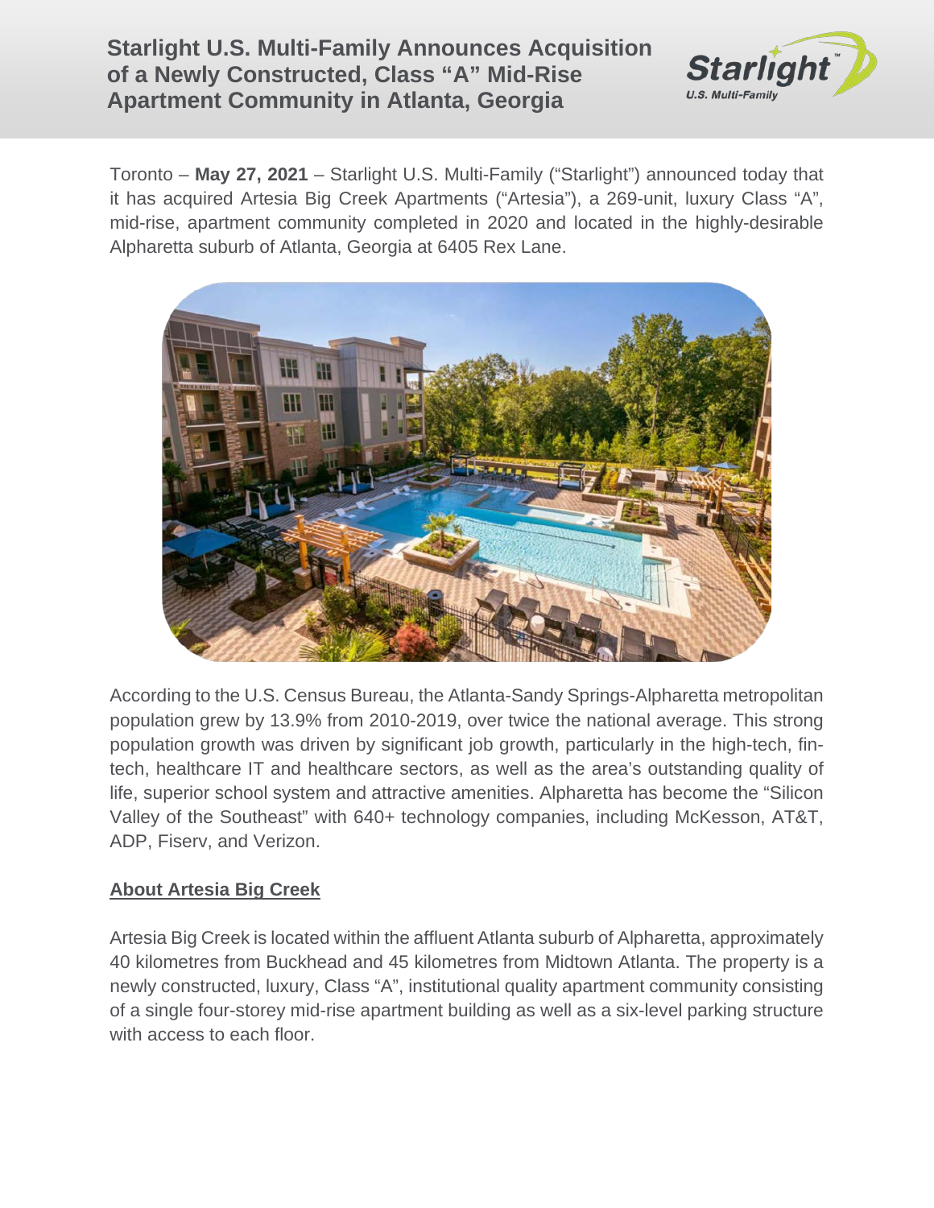# Starlight U.S. Multi-Family Announces Acquisition of a Newly Constructed, Class "A" Mid-Rise Apartment Community in Atlanta, Georgia

Toronto – **May 27, 2021** – Starlight U.S. Multi-Family ("Starlight") announced today that it has acquired Artesia Big Creek Apartments ("Artesia"), a 269-unit, luxury Class "A", mid-rise, apartment community completed in 2020 and located in the highly-desirable Alpharetta suburb of Atlanta, Georgia at 6405 Rex Lane.

According to the U.S. Census Bureau, the Atlanta-Sandy Springs-Alpharetta metropolitan population grew by 13.9% from 2010-2019, over twice the national average. This strong population growth was driven by significant job growth, particularly in the high-tech, fin-tech, healthcare IT and healthcare sectors, as well as the area's outstanding quality of life, superior school system and attractive amenities. Alpharetta has become the "Silicon Valley of the Southeast" with 640+ technology companies, including McKesson, AT&T, ADP, Fiserv, and Verizon.

## About Artesia Big Creek

Artesia Big Creek is located within the affluent Atlanta suburb of Alpharetta, approximately 40 kilometres from Buckhead and 45 kilometres from Midtown Atlanta. The property is a newly constructed, luxury, Class "A", institutional quality apartment community consisting of a single four-storey mid-rise apartment building as well as a six-level parking structure with access to each floor.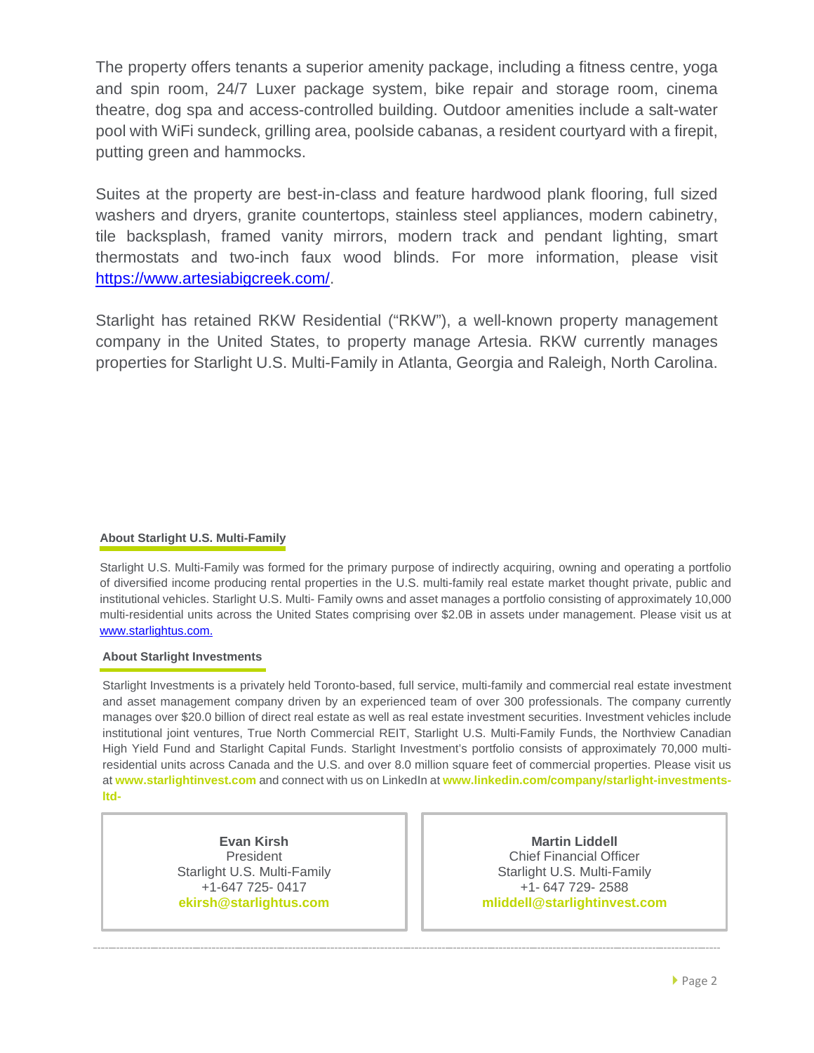The property offers tenants a superior amenity package, including a fitness centre, yoga and spin room, 24/7 Luxer package system, bike repair and storage room, cinema theatre, dog spa and access-controlled building. Outdoor amenities include a salt-water pool with WiFi sundeck, grilling area, poolside cabanas, a resident courtyard with a firepit, putting green and hammocks.

Suites at the property are best-in-class and feature hardwood plank flooring, full sized washers and dryers, granite countertops, stainless steel appliances, modern cabinetry, tile backsplash, framed vanity mirrors, modern track and pendant lighting, smart thermostats and two-inch faux wood blinds. For more information, please visit https://www.artesiabigcreek.com/.

Starlight has retained RKW Residential ("RKW"), a well-known property management company in the United States, to property manage Artesia. RKW currently manages properties for Starlight U.S. Multi-Family in Atlanta, Georgia and Raleigh, North Carolina.

**About Starlight U.S. Multi-Family**

Starlight U.S. Multi-Family was formed for the primary purpose of indirectly acquiring, owning and operating a portfolio of diversified income producing rental properties in the U.S. multi-family real estate market thought private, public and institutional vehicles. Starlight U.S. Multi- Family owns and asset manages a portfolio consisting of approximately 10,000 multi-residential units across the United States comprising over $2.0B in assets under management. Please visit us at www.starlightus.com.

**About Starlight Investments**

Starlight Investments is a privately held Toronto-based, full service, multi-family and commercial real estate investment and asset management company driven by an experienced team of over 300 professionals. The company currently manages over $20.0 billion of direct real estate as well as real estate investment securities. Investment vehicles include institutional joint ventures, True North Commercial REIT, Starlight U.S. Multi-Family Funds, the Northview Canadian High Yield Fund and Starlight Capital Funds. Starlight Investment's portfolio consists of approximately 70,000 multi-residential units across Canada and the U.S. and over 8.0 million square feet of commercial properties. Please visit us at **www.starlightinvest.com** and connect with us on LinkedIn at **www.linkedin.com/company/starlight-investments-ltd-**

**Evan Kirsh**
President
Starlight U.S. Multi-Family
+1-647 725- 0417
**ekirsh@starlightus.com**

**Martin Liddell**
Chief Financial Officer
Starlight U.S. Multi-Family
+1- 647 729- 2588
**mliddell@starlightinvest.com**